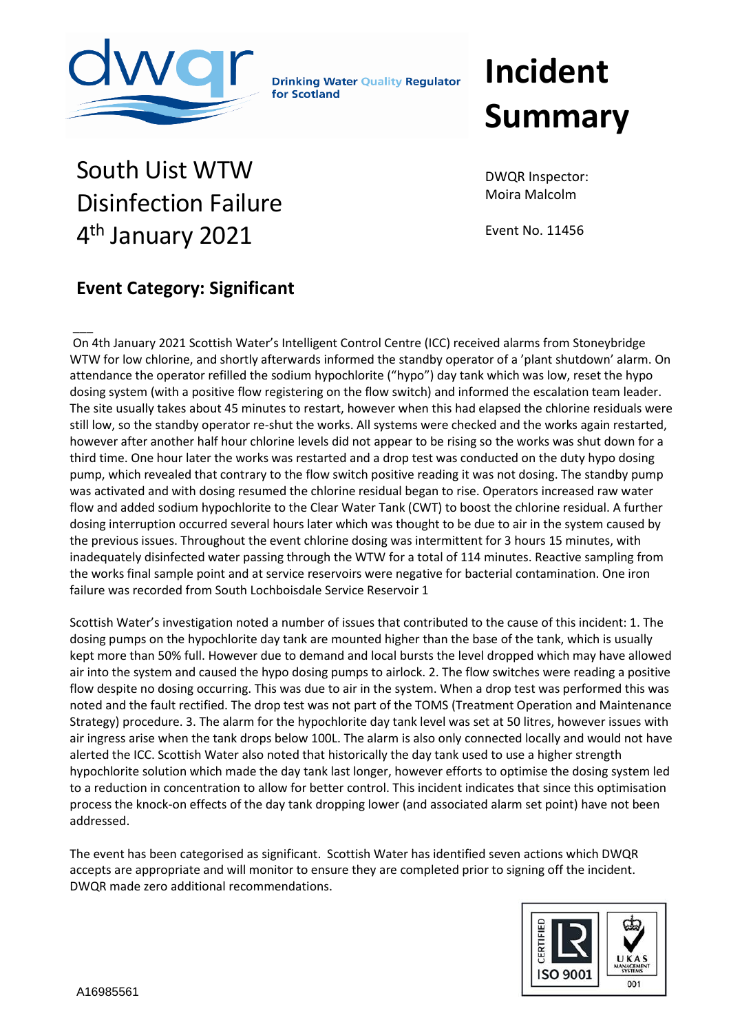Drinking Water Quality Regulator for Scotland

# Incident Summary

## South Uist WTW Disinfection Failure 4th January 2021

DWQR Inspector: Moira Malcolm

Event No. 11456

### Event Category: Significant

On 4th January 2021 Scottish Water's Intelligent Control Centre (ICC) received alarms from Stoneybridge WTW for low chlorine, and shortly afterwards informed the standby operator of a 'plant shutdown' alarm. On attendance the operator refilled the sodium hypochlorite ("hypo") day tank which was low, reset the hypo dosing system (with a positive flow registering on the flow switch) and informed the escalation team leader. The site usually takes about 45 minutes to restart, however when this had elapsed the chlorine residuals were still low, so the standby operator re-shut the works. All systems were checked and the works again restarted, however after another half hour chlorine levels did not appear to be rising so the works was shut down for a third time. One hour later the works was restarted and a drop test was conducted on the duty hypo dosing pump, which revealed that contrary to the flow switch positive reading it was not dosing. The standby pump was activated and with dosing resumed the chlorine residual began to rise. Operators increased raw water flow and added sodium hypochlorite to the Clear Water Tank (CWT) to boost the chlorine residual. A further dosing interruption occurred several hours later which was thought to be due to air in the system caused by the previous issues. Throughout the event chlorine dosing was intermittent for 3 hours 15 minutes, with inadequately disinfected water passing through the WTW for a total of 114 minutes. Reactive sampling from the works final sample point and at service reservoirs were negative for bacterial contamination. One iron failure was recorded from South Lochboisdale Service Reservoir 1

Scottish Water's investigation noted a number of issues that contributed to the cause of this incident: 1. The dosing pumps on the hypochlorite day tank are mounted higher than the base of the tank, which is usually kept more than 50% full. However due to demand and local bursts the level dropped which may have allowed air into the system and caused the hypo dosing pumps to airlock. 2. The flow switches were reading a positive flow despite no dosing occurring. This was due to air in the system. When a drop test was performed this was noted and the fault rectified. The drop test was not part of the TOMS (Treatment Operation and Maintenance Strategy) procedure. 3. The alarm for the hypochlorite day tank level was set at 50 litres, however issues with air ingress arise when the tank drops below 100L. The alarm is also only connected locally and would not have alerted the ICC. Scottish Water also noted that historically the day tank used to use a higher strength hypochlorite solution which made the day tank last longer, however efforts to optimise the dosing system led to a reduction in concentration to allow for better control. This incident indicates that since this optimisation process the knock-on effects of the day tank dropping lower (and associated alarm set point) have not been addressed.

The event has been categorised as significant. Scottish Water has identified seven actions which DWQR accepts are appropriate and will monitor to ensure they are completed prior to signing off the incident. DWQR made zero additional recommendations.

A16985561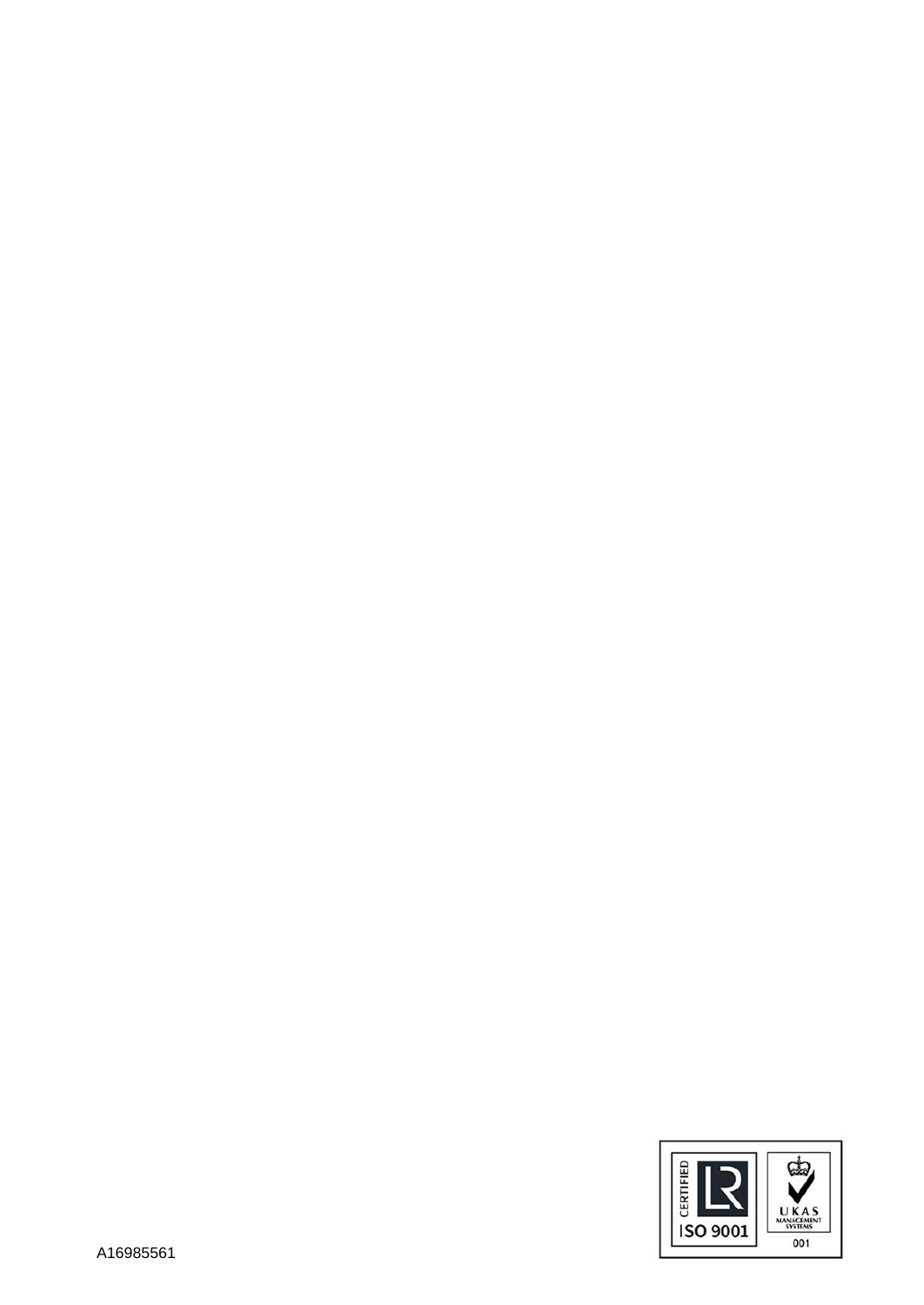A16985561

CERTIFIED

ISO 9001

UKAS MANAGEMENT SYSTEMS

001